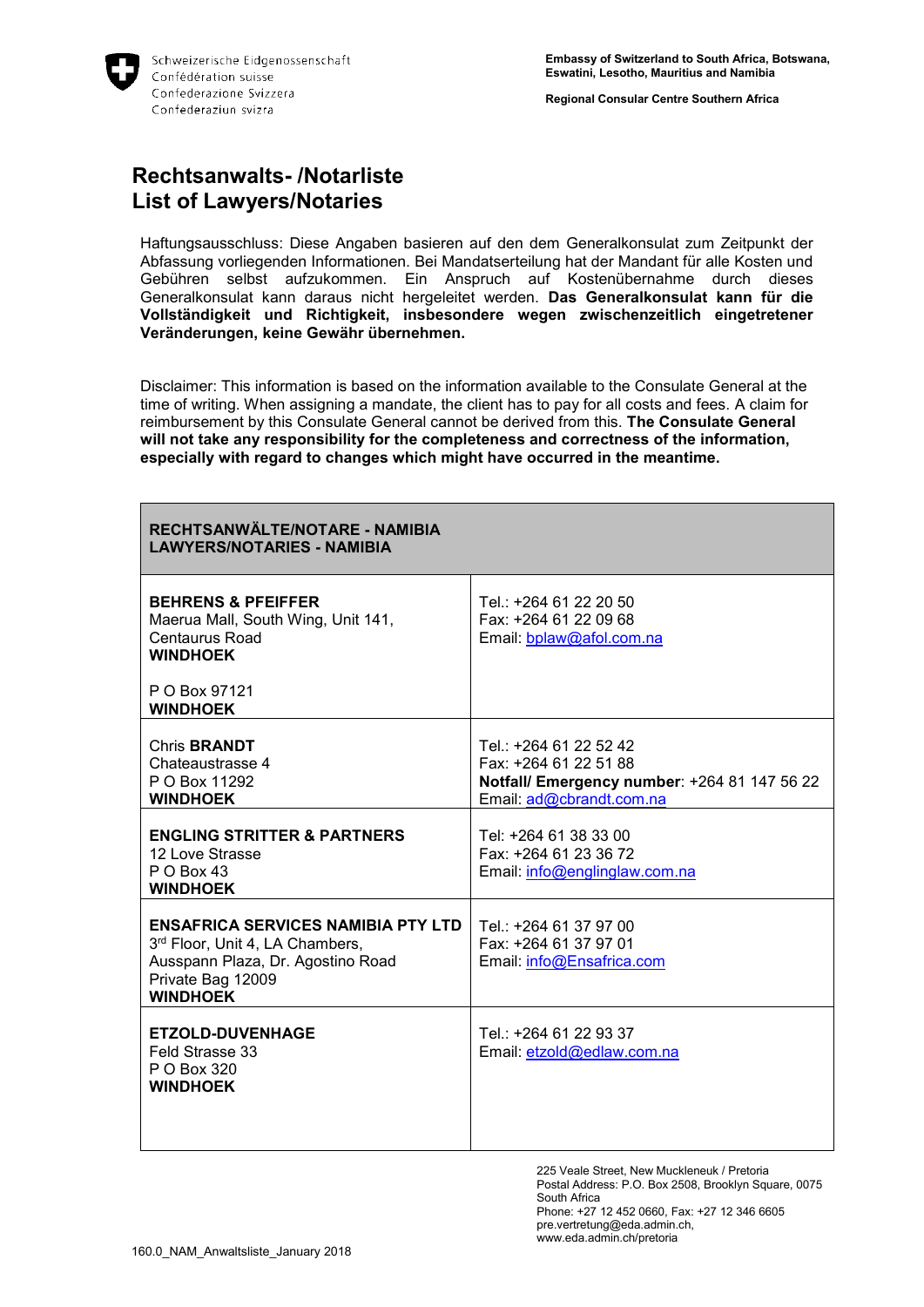Schweizerische Eidgenossenschaft
Confédération suisse
Confederazione Svizzera
Confederaziun svizra

**Embassy of Switzerland to South Africa, Botswana, Eswatini, Lesotho, Mauritius and Namibia**

**Regional Consular Centre Southern Africa**

# Rechtsanwalts- /Notarliste
# List of Lawyers/Notaries

Haftungsausschluss: Diese Angaben basieren auf den dem Generalkonsulat zum Zeitpunkt der Abfassung vorliegenden Informationen. Bei Mandatserteilung hat der Mandant für alle Kosten und Gebühren selbst aufzukommen. Ein Anspruch auf Kostenübernahme durch dieses Generalkonsulat kann daraus nicht hergeleitet werden. **Das Generalkonsulat kann für die Vollständigkeit und Richtigkeit, insbesondere wegen zwischenzeitlich eingetretener Veränderungen, keine Gewähr übernehmen.**

Disclaimer: This information is based on the information available to the Consulate General at the time of writing. When assigning a mandate, the client has to pay for all costs and fees. A claim for reimbursement by this Consulate General cannot be derived from this. **The Consulate General will not take any responsibility for the completeness and correctness of the information, especially with regard to changes which might have occurred in the meantime.**

| **RECHTSANWÄLTE/NOTARE - NAMIBIA**<br>**LAWYERS/NOTARIES - NAMIBIA** | |
|---|---|
| **BEHRENS & PFEIFFER**<br>Maerua Mall, South Wing, Unit 141,<br>Centaurus Road<br>**WINDHOEK**<br><br>P O Box 97121<br>**WINDHOEK** | Tel.: +264 61 22 20 50<br>Fax: +264 61 22 09 68<br>Email: bplaw@afol.com.na |
| Chris **BRANDT**<br>Chateaustrasse 4<br>P O Box 11292<br>**WINDHOEK** | Tel.: +264 61 22 52 42<br>Fax: +264 61 22 51 88<br>**Notfall/ Emergency number**: +264 81 147 56 22<br>Email: ad@cbrandt.com.na |
| **ENGLING STRITTER & PARTNERS**<br>12 Love Strasse<br>P O Box 43<br>**WINDHOEK** | Tel: +264 61 38 33 00<br>Fax: +264 61 23 36 72<br>Email: info@englinglaw.com.na |
| **ENSAFRICA SERVICES NAMIBIA PTY LTD**<br>3rd Floor, Unit 4, LA Chambers,<br>Ausspann Plaza, Dr. Agostino Road<br>Private Bag 12009<br>**WINDHOEK** | Tel.: +264 61 37 97 00<br>Fax: +264 61 37 97 01<br>Email: info@Ensafrica.com |
| **ETZOLD-DUVENHAGE**<br>Feld Strasse 33<br>P O Box 320<br>**WINDHOEK** | Tel.: +264 61 22 93 37<br>Email: etzold@edlaw.com.na |

225 Veale Street, New Muckleneuk / Pretoria
Postal Address: P.O. Box 2508, Brooklyn Square, 0075
South Africa
Phone: +27 12 452 0660, Fax: +27 12 346 6605
pre.vertretung@eda.admin.ch,
www.eda.admin.ch/pretoria

160.0_NAM_Anwaltsliste_January 2018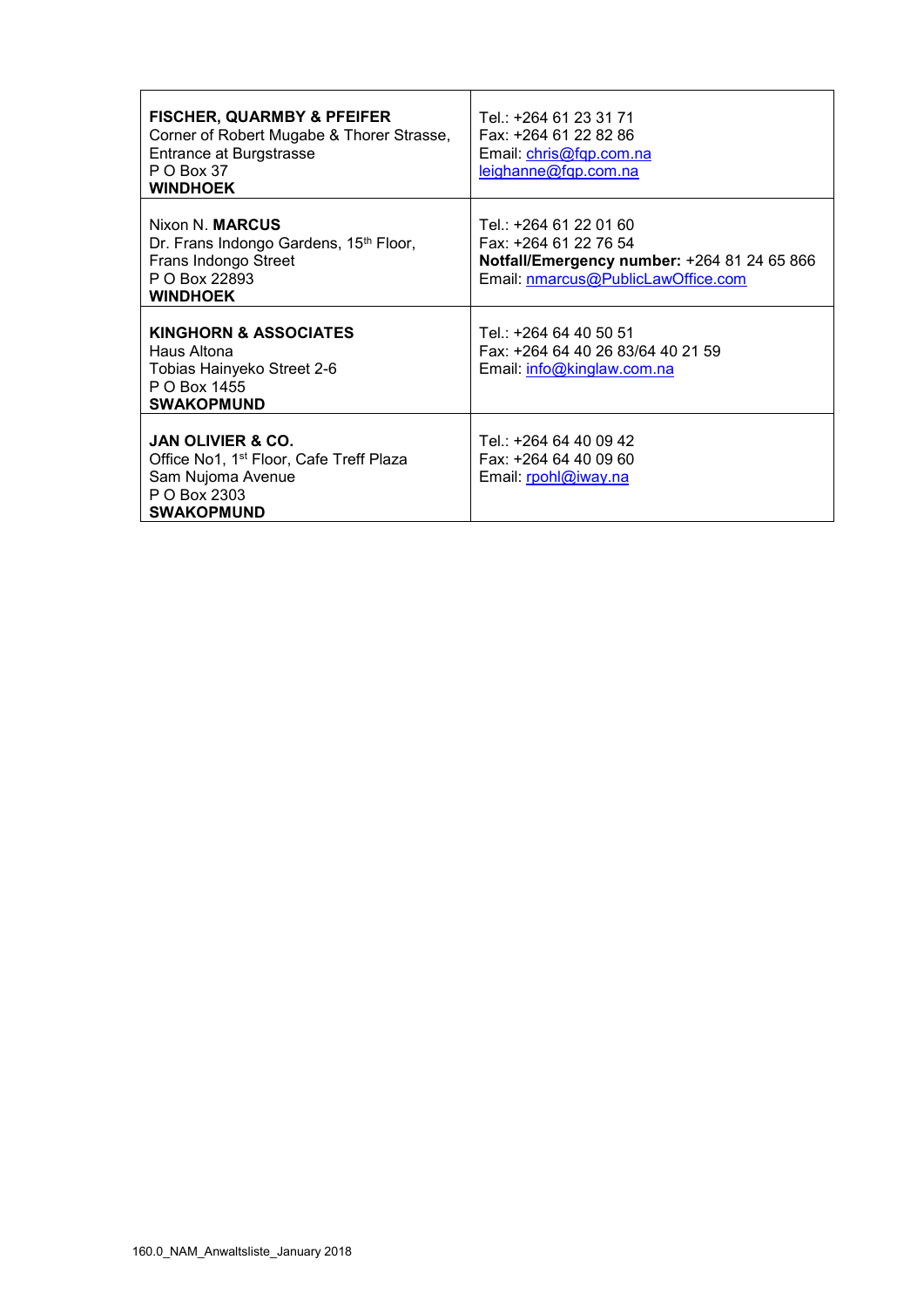| | |
|---|---|
| **FISCHER, QUARMBY & PFEIFER**<br>Corner of Robert Mugabe & Thorer Strasse, Entrance at Burgstrasse<br>P O Box 37<br>**WINDHOEK** | Tel.: +264 61 23 31 71<br>Fax: +264 61 22 82 86<br>Email: chris@fqp.com.na<br>leighanne@fqp.com.na |
| Nixon N. **MARCUS**<br>Dr. Frans Indongo Gardens, 15th Floor, Frans Indongo Street<br>P O Box 22893<br>**WINDHOEK** | Tel.: +264 61 22 01 60<br>Fax: +264 61 22 76 54<br>**Notfall/Emergency number:** +264 81 24 65 866<br>Email: nmarcus@PublicLawOffice.com |
| **KINGHORN & ASSOCIATES**<br>Haus Altona<br>Tobias Hainyeko Street 2-6<br>P O Box 1455<br>**SWAKOPMUND** | Tel.: +264 64 40 50 51<br>Fax: +264 64 40 26 83/64 40 21 59<br>Email: info@kinglaw.com.na |
| **JAN OLIVIER & CO.**<br>Office No1, 1st Floor, Cafe Treff Plaza<br>Sam Nujoma Avenue<br>P O Box 2303<br>**SWAKOPMUND** | Tel.: +264 64 40 09 42<br>Fax: +264 64 40 09 60<br>Email: rpohl@iway.na |

160.0_NAM_Anwaltsliste_January 2018